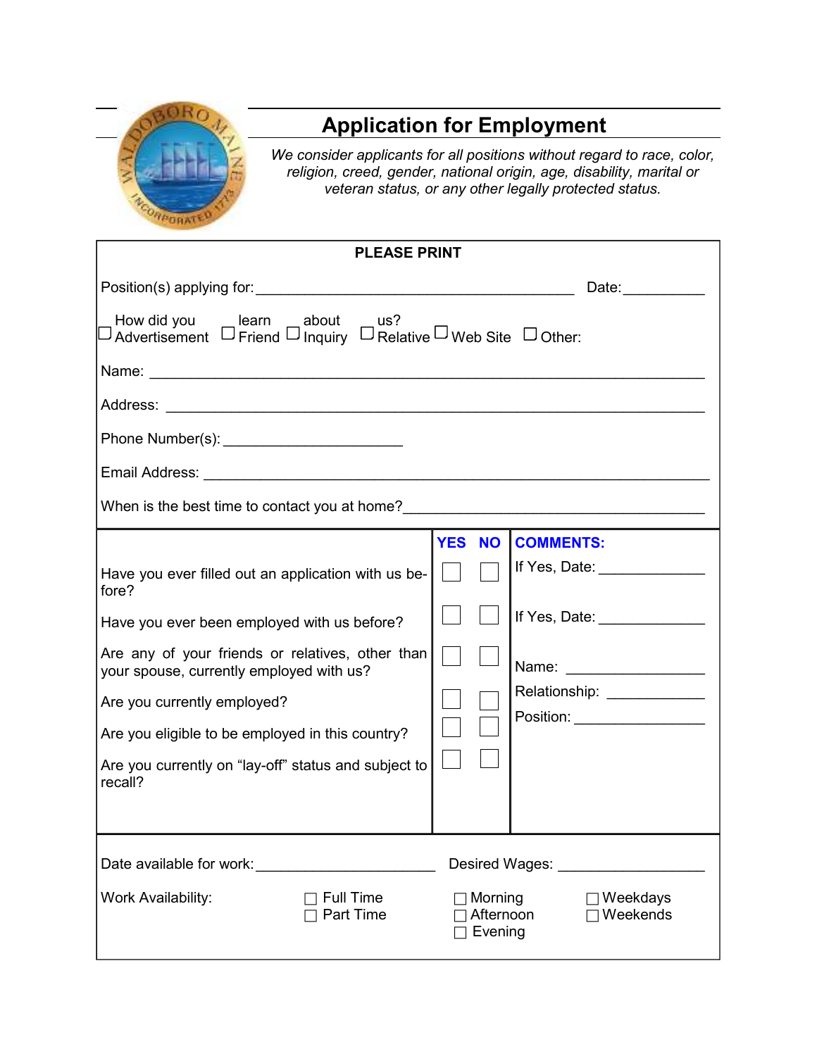# Application for Employment

*We consider applicants for all positions without regard to race, color, religion, creed, gender, national origin, age, disability, marital or veteran status, or any other legally protected status.*

**PLEASE PRINT**

Position(s) applying for: ________________________________________ Date: __________

How did you learn about us?
☐ Advertisement ☐ Friend ☐ Inquiry ☐ Relative ☐ Web Site ☐ Other:

Name: ______________________________________________________________________

Address: ____________________________________________________________________

Phone Number(s): ______________________

Email Address: _______________________________________________________________

When is the best time to contact you at home? ______________________________________

| | YES | NO | COMMENTS: |
|---|---|---|---|
| Have you ever filled out an application with us before? | ☐ | ☐ | If Yes, Date: _____________ |
| Have you ever been employed with us before? | ☐ | ☐ | If Yes, Date: _____________ |
| Are any of your friends or relatives, other than your spouse, currently employed with us? | ☐ | ☐ | Name: _______________ |
| Are you currently employed? | ☐ | ☐ | Relationship: ____________ |
| Are you eligible to be employed in this country? | ☐ | ☐ | Position: _______________ |
| Are you currently on "lay-off" status and subject to recall? | ☐ | ☐ | |

Date available for work: ______________________ Desired Wages: __________________

Work Availability:
☐ Full Time
☐ Part Time

☐ Morning
☐ Afternoon
☐ Evening

☐ Weekdays
☐ Weekends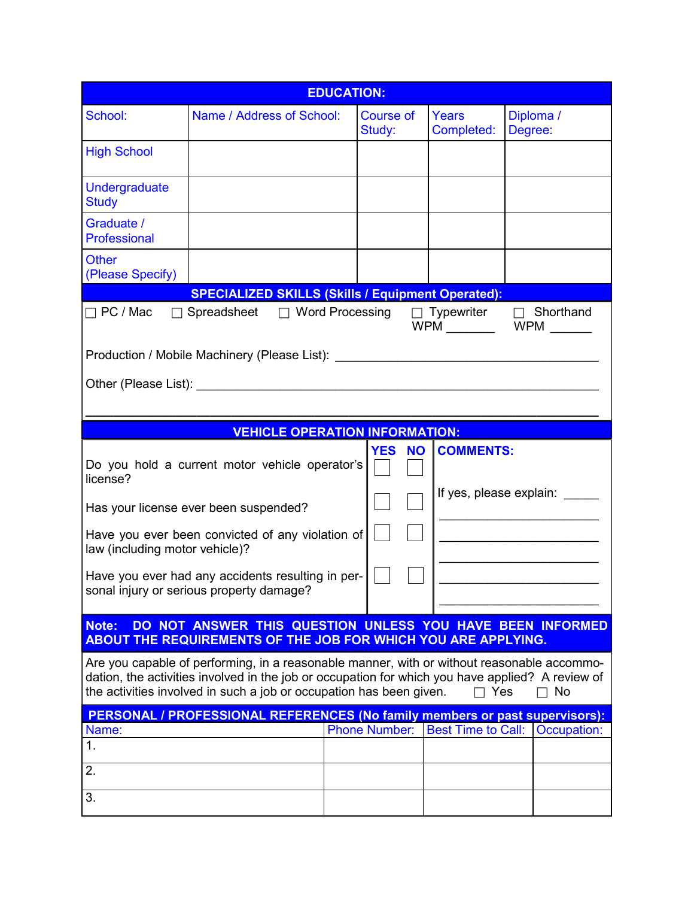## EDUCATION:

| School: | Name / Address of School: | Course of Study: | Years Completed: | Diploma / Degree: |
|---|---|---|---|---|
| High School | | | | |
| Undergraduate Study | | | | |
| Graduate / Professional | | | | |
| Other (Please Specify) | | | | |

## SPECIALIZED SKILLS (Skills / Equipment Operated):

☐ PC / Mac ☐ Spreadsheet ☐ Word Processing ☐ Typewriter WPM _______ ☐ Shorthand WPM ______

Production / Mobile Machinery (Please List): ________________________________________

Other (Please List): ____________________________________________________________

________________________________________________________________________________

## VEHICLE OPERATION INFORMATION:

| | YES | NO | COMMENTS: |
|---|---|---|---|
| Do you hold a current motor vehicle operator's license? | ☐ | ☐ | |
| Has your license ever been suspended? | ☐ | ☐ | If yes, please explain: _____ ______________________ |
| Have you ever been convicted of any violation of law (including motor vehicle)? | ☐ | ☐ | ______________________ ______________________ |
| Have you ever had any accidents resulting in personal injury or serious property damage? | ☐ | ☐ | ______________________ ______________________ |

**Note: DO NOT ANSWER THIS QUESTION UNLESS YOU HAVE BEEN INFORMED ABOUT THE REQUIREMENTS OF THE JOB FOR WHICH YOU ARE APPLYING.**

Are you capable of performing, in a reasonable manner, with or without reasonable accommodation, the activities involved in the job or occupation for which you have applied? A review of the activities involved in such a job or occupation has been given. ☐ Yes ☐ No

## PERSONAL / PROFESSIONAL REFERENCES (No family members or past supervisors):

| Name: | Phone Number: | Best Time to Call: | Occupation: |
|---|---|---|---|
| 1. | | | |
| 2. | | | |
| 3. | | | |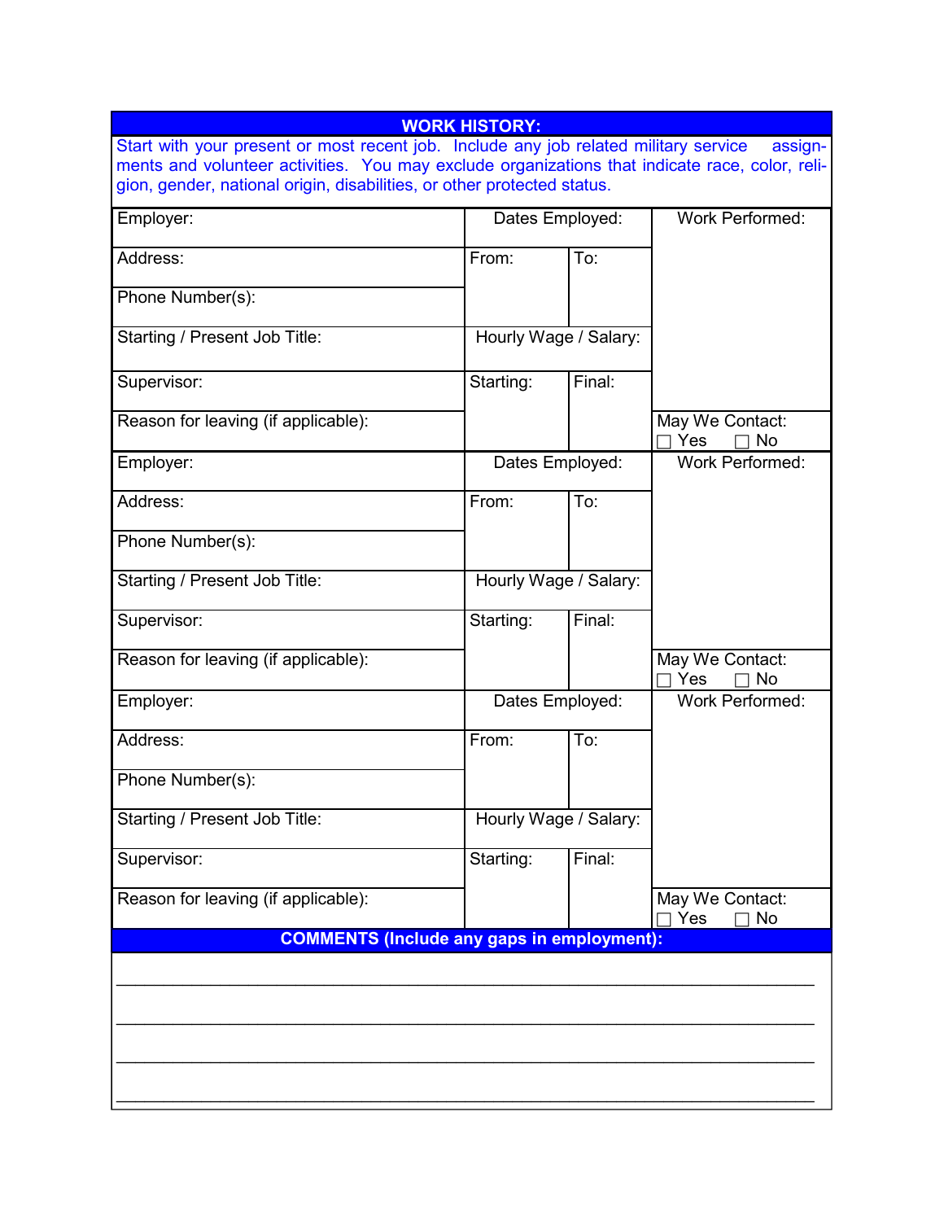## WORK HISTORY:

Start with your present or most recent job. Include any job related military service assignments and volunteer activities. You may exclude organizations that indicate race, color, religion, gender, national origin, disabilities, or other protected status.

| Employer: | Dates Employed: | | Work Performed: |
|---|---|---|---|
| Address: | From: | To: | |
| Phone Number(s): | | | |
| Starting / Present Job Title: | Hourly Wage / Salary: | | |
| Supervisor: | Starting: | Final: | |
| Reason for leaving (if applicable): | | | May We Contact: ☐ Yes ☐ No |

| Employer: | Dates Employed: | | Work Performed: |
|---|---|---|---|
| Address: | From: | To: | |
| Phone Number(s): | | | |
| Starting / Present Job Title: | Hourly Wage / Salary: | | |
| Supervisor: | Starting: | Final: | |
| Reason for leaving (if applicable): | | | May We Contact: ☐ Yes ☐ No |

| Employer: | Dates Employed: | | Work Performed: |
|---|---|---|---|
| Address: | From: | To: | |
| Phone Number(s): | | | |
| Starting / Present Job Title: | Hourly Wage / Salary: | | |
| Supervisor: | Starting: | Final: | |
| Reason for leaving (if applicable): | | | May We Contact: ☐ Yes ☐ No |

## COMMENTS (Include any gaps in employment):

\_\_\_\_\_\_\_\_\_\_\_\_\_\_\_\_\_\_\_\_\_\_\_\_\_\_\_\_\_\_\_\_\_\_\_\_\_\_\_\_\_\_\_\_\_\_\_\_\_\_\_\_\_\_\_\_\_\_\_\_\_\_\_\_\_\_\_\_\_\_\_\_

\_\_\_\_\_\_\_\_\_\_\_\_\_\_\_\_\_\_\_\_\_\_\_\_\_\_\_\_\_\_\_\_\_\_\_\_\_\_\_\_\_\_\_\_\_\_\_\_\_\_\_\_\_\_\_\_\_\_\_\_\_\_\_\_\_\_\_\_\_\_\_\_

\_\_\_\_\_\_\_\_\_\_\_\_\_\_\_\_\_\_\_\_\_\_\_\_\_\_\_\_\_\_\_\_\_\_\_\_\_\_\_\_\_\_\_\_\_\_\_\_\_\_\_\_\_\_\_\_\_\_\_\_\_\_\_\_\_\_\_\_\_\_\_\_

\_\_\_\_\_\_\_\_\_\_\_\_\_\_\_\_\_\_\_\_\_\_\_\_\_\_\_\_\_\_\_\_\_\_\_\_\_\_\_\_\_\_\_\_\_\_\_\_\_\_\_\_\_\_\_\_\_\_\_\_\_\_\_\_\_\_\_\_\_\_\_\_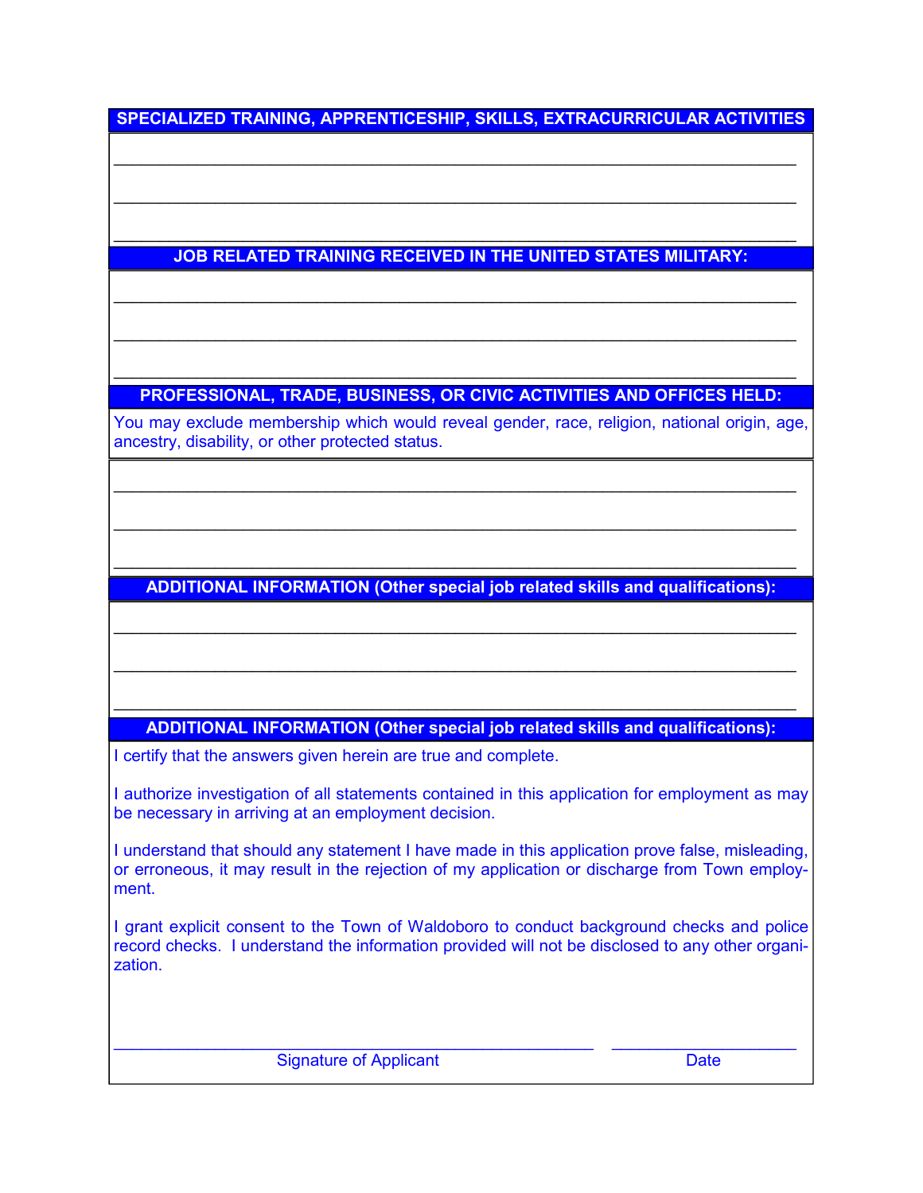## SPECIALIZED TRAINING, APPRENTICESHIP, SKILLS, EXTRACURRICULAR ACTIVITIES

______________________________________________________________________

______________________________________________________________________

______________________________________________________________________

## JOB RELATED TRAINING RECEIVED IN THE UNITED STATES MILITARY:

______________________________________________________________________

______________________________________________________________________

______________________________________________________________________

## PROFESSIONAL, TRADE, BUSINESS, OR CIVIC ACTIVITIES AND OFFICES HELD:

You may exclude membership which would reveal gender, race, religion, national origin, age, ancestry, disability, or other protected status.

______________________________________________________________________

______________________________________________________________________

______________________________________________________________________

## ADDITIONAL INFORMATION (Other special job related skills and qualifications):

______________________________________________________________________

______________________________________________________________________

______________________________________________________________________

## ADDITIONAL INFORMATION (Other special job related skills and qualifications):

I certify that the answers given herein are true and complete.

I authorize investigation of all statements contained in this application for employment as may be necessary in arriving at an employment decision.

I understand that should any statement I have made in this application prove false, misleading, or erroneous, it may result in the rejection of my application or discharge from Town employment.

I grant explicit consent to the Town of Waldoboro to conduct background checks and police record checks. I understand the information provided will not be disclosed to any other organization.

_______________________________________________ &nbsp;&nbsp;&nbsp; ____________________

Signature of Applicant &nbsp;&nbsp;&nbsp; Date